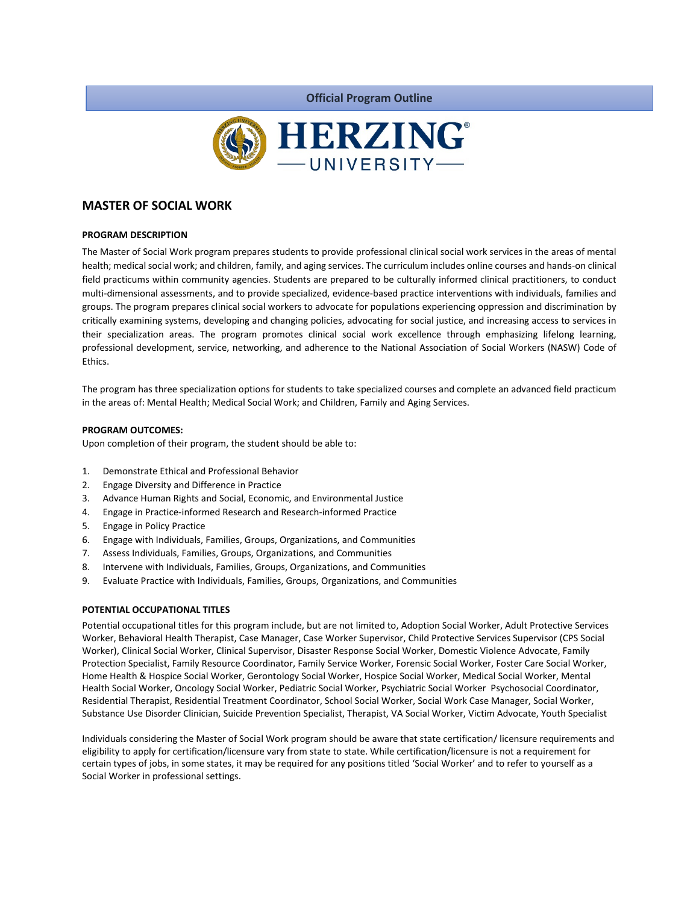**Official Program Outline**

HERZING UNIVERSITY

# MASTER OF SOCIAL WORK

### PROGRAM DESCRIPTION

The Master of Social Work program prepares students to provide professional clinical social work services in the areas of mental health; medical social work; and children, family, and aging services. The curriculum includes online courses and hands-on clinical field practicums within community agencies. Students are prepared to be culturally informed clinical practitioners, to conduct multi-dimensional assessments, and to provide specialized, evidence-based practice interventions with individuals, families and groups. The program prepares clinical social workers to advocate for populations experiencing oppression and discrimination by critically examining systems, developing and changing policies, advocating for social justice, and increasing access to services in their specialization areas. The program promotes clinical social work excellence through emphasizing lifelong learning, professional development, service, networking, and adherence to the National Association of Social Workers (NASW) Code of Ethics.

The program has three specialization options for students to take specialized courses and complete an advanced field practicum in the areas of: Mental Health; Medical Social Work; and Children, Family and Aging Services.

### PROGRAM OUTCOMES:

Upon completion of their program, the student should be able to:

1. Demonstrate Ethical and Professional Behavior
2. Engage Diversity and Difference in Practice
3. Advance Human Rights and Social, Economic, and Environmental Justice
4. Engage in Practice-informed Research and Research-informed Practice
5. Engage in Policy Practice
6. Engage with Individuals, Families, Groups, Organizations, and Communities
7. Assess Individuals, Families, Groups, Organizations, and Communities
8. Intervene with Individuals, Families, Groups, Organizations, and Communities
9. Evaluate Practice with Individuals, Families, Groups, Organizations, and Communities

### POTENTIAL OCCUPATIONAL TITLES

Potential occupational titles for this program include, but are not limited to, Adoption Social Worker, Adult Protective Services Worker, Behavioral Health Therapist, Case Manager, Case Worker Supervisor, Child Protective Services Supervisor (CPS Social Worker), Clinical Social Worker, Clinical Supervisor, Disaster Response Social Worker, Domestic Violence Advocate, Family Protection Specialist, Family Resource Coordinator, Family Service Worker, Forensic Social Worker, Foster Care Social Worker, Home Health & Hospice Social Worker, Gerontology Social Worker, Hospice Social Worker, Medical Social Worker, Mental Health Social Worker, Oncology Social Worker, Pediatric Social Worker, Psychiatric Social Worker Psychosocial Coordinator, Residential Therapist, Residential Treatment Coordinator, School Social Worker, Social Work Case Manager, Social Worker, Substance Use Disorder Clinician, Suicide Prevention Specialist, Therapist, VA Social Worker, Victim Advocate, Youth Specialist

Individuals considering the Master of Social Work program should be aware that state certification/ licensure requirements and eligibility to apply for certification/licensure vary from state to state. While certification/licensure is not a requirement for certain types of jobs, in some states, it may be required for any positions titled 'Social Worker' and to refer to yourself as a Social Worker in professional settings.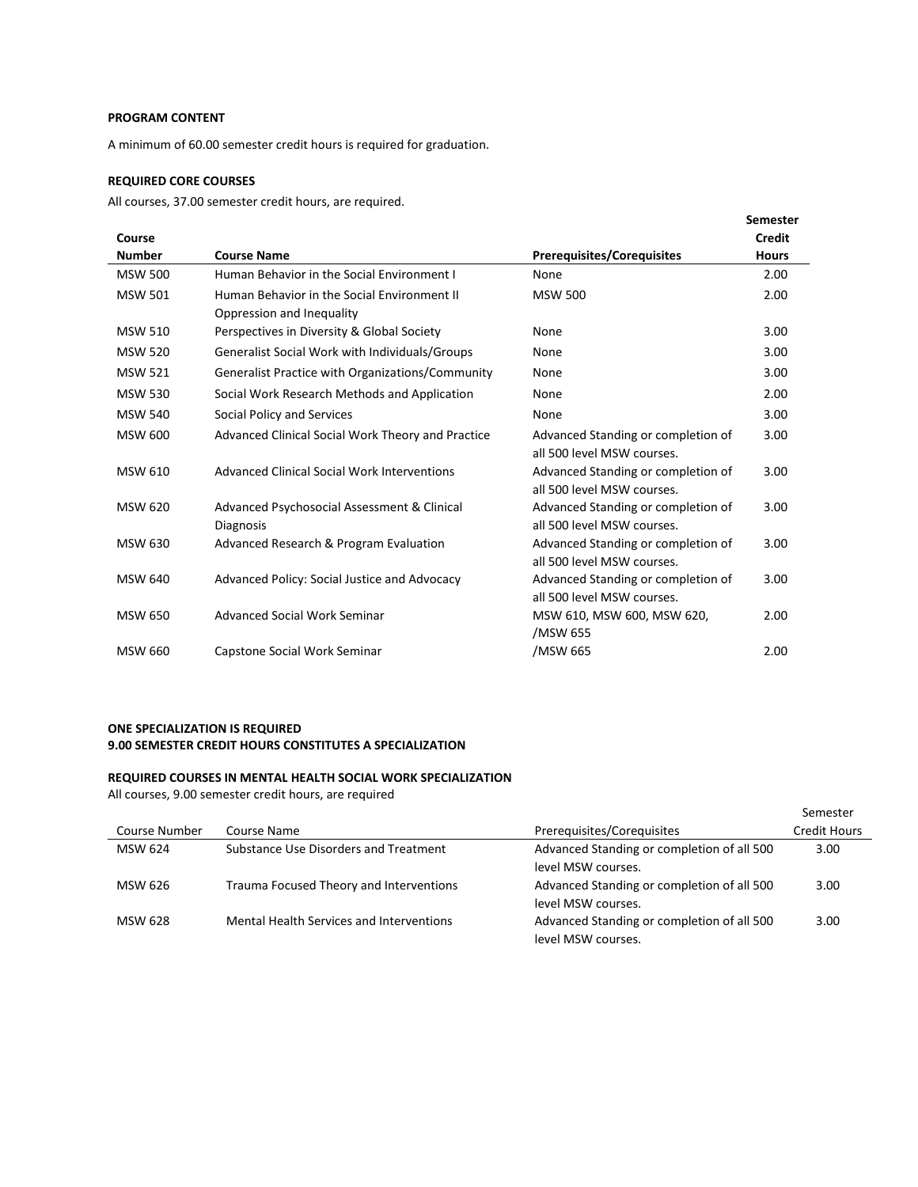**PROGRAM CONTENT**

A minimum of 60.00 semester credit hours is required for graduation.

**REQUIRED CORE COURSES**

All courses, 37.00 semester credit hours, are required.

| Course Number | Course Name | Prerequisites/Corequisites | Semester Credit Hours |
|---|---|---|---|
| MSW 500 | Human Behavior in the Social Environment I | None | 2.00 |
| MSW 501 | Human Behavior in the Social Environment II Oppression and Inequality | MSW 500 | 2.00 |
| MSW 510 | Perspectives in Diversity & Global Society | None | 3.00 |
| MSW 520 | Generalist Social Work with Individuals/Groups | None | 3.00 |
| MSW 521 | Generalist Practice with Organizations/Community | None | 3.00 |
| MSW 530 | Social Work Research Methods and Application | None | 2.00 |
| MSW 540 | Social Policy and Services | None | 3.00 |
| MSW 600 | Advanced Clinical Social Work Theory and Practice | Advanced Standing or completion of all 500 level MSW courses. | 3.00 |
| MSW 610 | Advanced Clinical Social Work Interventions | Advanced Standing or completion of all 500 level MSW courses. | 3.00 |
| MSW 620 | Advanced Psychosocial Assessment & Clinical Diagnosis | Advanced Standing or completion of all 500 level MSW courses. | 3.00 |
| MSW 630 | Advanced Research & Program Evaluation | Advanced Standing or completion of all 500 level MSW courses. | 3.00 |
| MSW 640 | Advanced Policy: Social Justice and Advocacy | Advanced Standing or completion of all 500 level MSW courses. | 3.00 |
| MSW 650 | Advanced Social Work Seminar | MSW 610, MSW 600, MSW 620, /MSW 655 | 2.00 |
| MSW 660 | Capstone Social Work Seminar | /MSW 665 | 2.00 |

**ONE SPECIALIZATION IS REQUIRED**
**9.00 SEMESTER CREDIT HOURS CONSTITUTES A SPECIALIZATION**

**REQUIRED COURSES IN MENTAL HEALTH SOCIAL WORK SPECIALIZATION**

All courses, 9.00 semester credit hours, are required

| Course Number | Course Name | Prerequisites/Corequisites | Semester Credit Hours |
|---|---|---|---|
| MSW 624 | Substance Use Disorders and Treatment | Advanced Standing or completion of all 500 level MSW courses. | 3.00 |
| MSW 626 | Trauma Focused Theory and Interventions | Advanced Standing or completion of all 500 level MSW courses. | 3.00 |
| MSW 628 | Mental Health Services and Interventions | Advanced Standing or completion of all 500 level MSW courses. | 3.00 |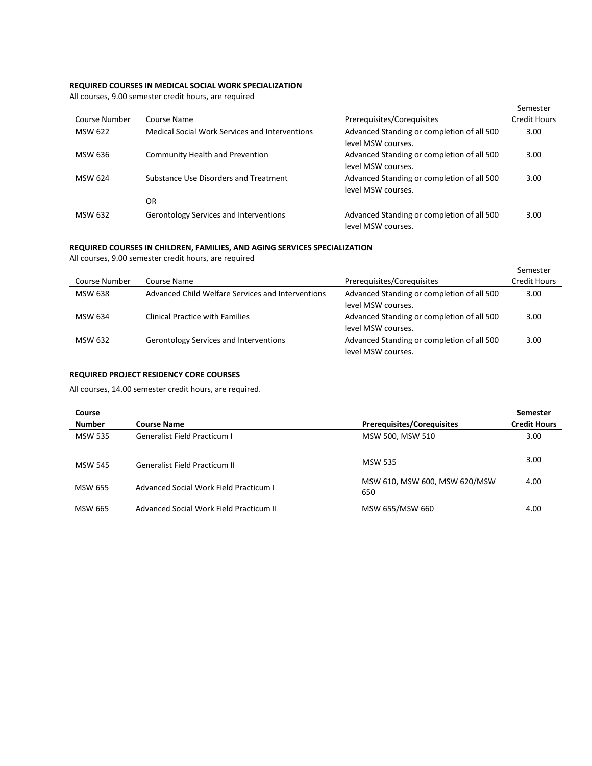**REQUIRED COURSES IN MEDICAL SOCIAL WORK SPECIALIZATION**

All courses, 9.00 semester credit hours, are required

| Course Number | Course Name | Prerequisites/Corequisites | Semester Credit Hours |
|---|---|---|---|
| MSW 622 | Medical Social Work Services and Interventions | Advanced Standing or completion of all 500 level MSW courses. | 3.00 |
| MSW 636 | Community Health and Prevention | Advanced Standing or completion of all 500 level MSW courses. | 3.00 |
| MSW 624 | Substance Use Disorders and Treatment | Advanced Standing or completion of all 500 level MSW courses. | 3.00 |
| | OR | | |
| MSW 632 | Gerontology Services and Interventions | Advanced Standing or completion of all 500 level MSW courses. | 3.00 |

**REQUIRED COURSES IN CHILDREN, FAMILIES, AND AGING SERVICES SPECIALIZATION**

All courses, 9.00 semester credit hours, are required

| Course Number | Course Name | Prerequisites/Corequisites | Semester Credit Hours |
|---|---|---|---|
| MSW 638 | Advanced Child Welfare Services and Interventions | Advanced Standing or completion of all 500 level MSW courses. | 3.00 |
| MSW 634 | Clinical Practice with Families | Advanced Standing or completion of all 500 level MSW courses. | 3.00 |
| MSW 632 | Gerontology Services and Interventions | Advanced Standing or completion of all 500 level MSW courses. | 3.00 |

**REQUIRED PROJECT RESIDENCY CORE COURSES**

All courses, 14.00 semester credit hours, are required.

| Course Number | Course Name | Prerequisites/Corequisites | Semester Credit Hours |
|---|---|---|---|
| MSW 535 | Generalist Field Practicum I | MSW 500, MSW 510 | 3.00 |
| MSW 545 | Generalist Field Practicum II | MSW 535 | 3.00 |
| MSW 655 | Advanced Social Work Field Practicum I | MSW 610, MSW 600, MSW 620/MSW 650 | 4.00 |
| MSW 665 | Advanced Social Work Field Practicum II | MSW 655/MSW 660 | 4.00 |